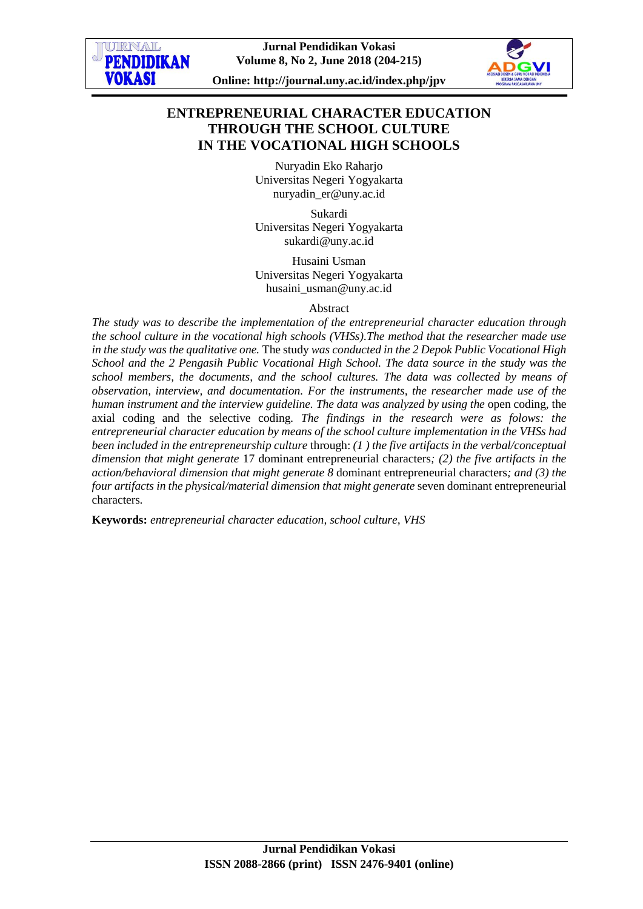# ENTREPRENEURIAL CHARACTER EDUCATION THROUGH THE SCHOOL CULTURE IN THE VOCATIONAL HIGH SCHOOLS

Nuryadin Eko Raharjo
Universitas Negeri Yogyakarta
nuryadin_er@uny.ac.id

Sukardi
Universitas Negeri Yogyakarta
sukardi@uny.ac.id

Husaini Usman
Universitas Negeri Yogyakarta
husaini_usman@uny.ac.id

Abstract

*The study was to describe the implementation of the entrepreneurial character education through the school culture in the vocational high schools (VHSs).The method that the researcher made use in the study was the qualitative one.* The study *was conducted in the 2 Depok Public Vocational High School and the 2 Pengasih Public Vocational High School. The data source in the study was the school members, the documents, and the school cultures. The data was collected by means of observation, interview, and documentation. For the instruments, the researcher made use of the human instrument and the interview guideline. The data was analyzed by using the* open coding, the axial coding and the selective coding*. The findings in the research were as folows: the entrepreneurial character education by means of the school culture implementation in the VHSs had been included in the entrepreneurship culture* through: *(1 ) the five artifacts in the verbal/conceptual dimension that might generate* 17 dominant entrepreneurial characters*; (2) the five artifacts in the action/behavioral dimension that might generate 8* dominant entrepreneurial characters*; and (3) the four artifacts in the physical/material dimension that might generate* seven dominant entrepreneurial characters.

**Keywords:** *entrepreneurial character education, school culture, VHS*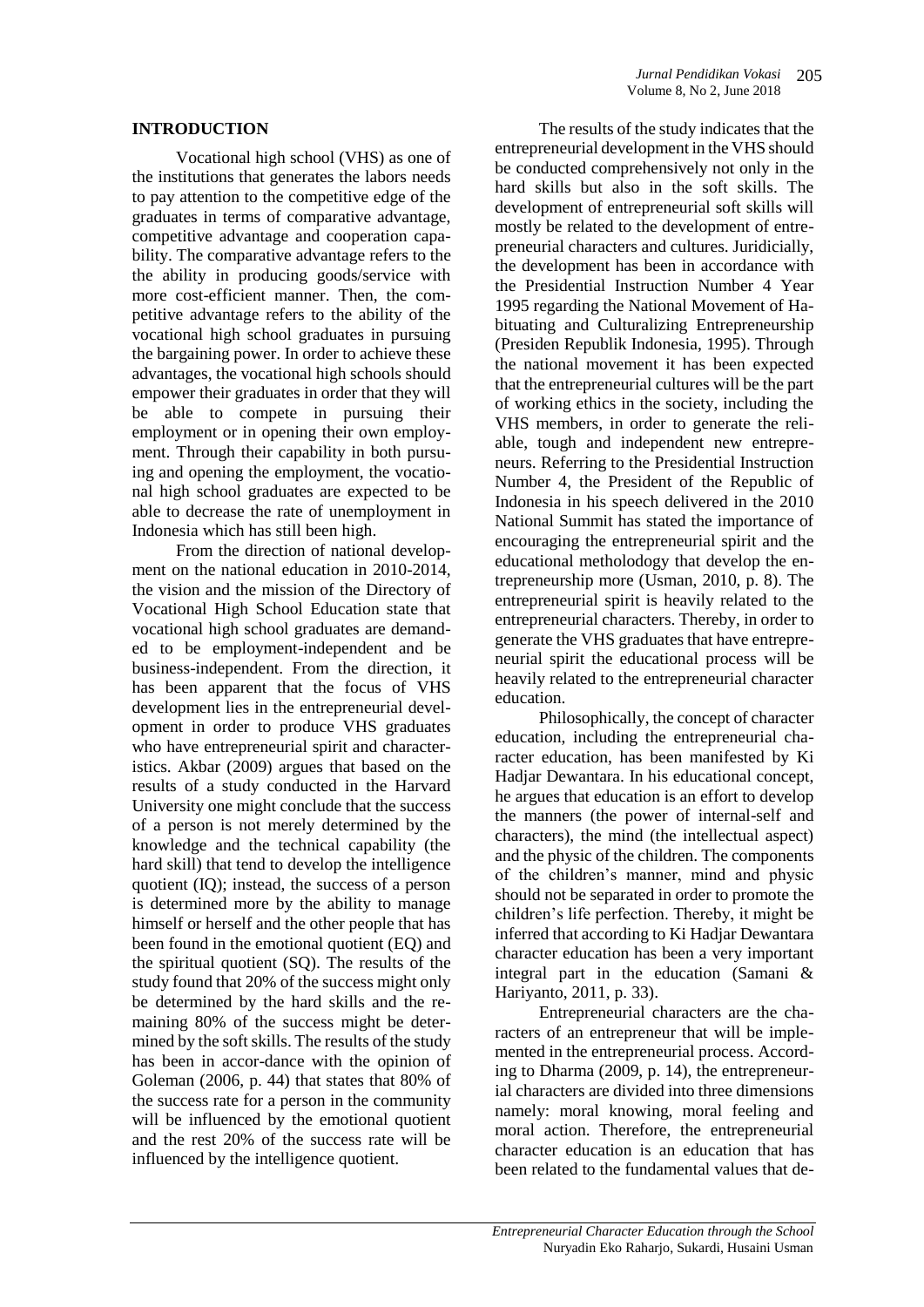## INTRODUCTION

Vocational high school (VHS) as one of the institutions that generates the labors needs to pay attention to the competitive edge of the graduates in terms of comparative advantage, competitive advantage and cooperation capability. The comparative advantage refers to the the ability in producing goods/service with more cost-efficient manner. Then, the competitive advantage refers to the ability of the vocational high school graduates in pursuing the bargaining power. In order to achieve these advantages, the vocational high schools should empower their graduates in order that they will be able to compete in pursuing their employment or in opening their own employment. Through their capability in both pursuing and opening the employment, the vocational high school graduates are expected to be able to decrease the rate of unemployment in Indonesia which has still been high.

From the direction of national development on the national education in 2010-2014, the vision and the mission of the Directory of Vocational High School Education state that vocational high school graduates are demanded to be employment-independent and be business-independent. From the direction, it has been apparent that the focus of VHS development lies in the entrepreneurial development in order to produce VHS graduates who have entrepreneurial spirit and characteristics. Akbar (2009) argues that based on the results of a study conducted in the Harvard University one might conclude that the success of a person is not merely determined by the knowledge and the technical capability (the hard skill) that tend to develop the intelligence quotient (IQ); instead, the success of a person is determined more by the ability to manage himself or herself and the other people that has been found in the emotional quotient (EQ) and the spiritual quotient (SQ). The results of the study found that 20% of the success might only be determined by the hard skills and the remaining 80% of the success might be determined by the soft skills. The results of the study has been in accor-dance with the opinion of Goleman (2006, p. 44) that states that 80% of the success rate for a person in the community will be influenced by the emotional quotient and the rest 20% of the success rate will be influenced by the intelligence quotient.

The results of the study indicates that the entrepreneurial development in the VHS should be conducted comprehensively not only in the hard skills but also in the soft skills. The development of entrepreneurial soft skills will mostly be related to the development of entrepreneurial characters and cultures. Juridicially, the development has been in accordance with the Presidential Instruction Number 4 Year 1995 regarding the National Movement of Habituating and Culturalizing Entrepreneurship (Presiden Republik Indonesia, 1995). Through the national movement it has been expected that the entrepreneurial cultures will be the part of working ethics in the society, including the VHS members, in order to generate the reliable, tough and independent new entrepreneurs. Referring to the Presidential Instruction Number 4, the President of the Republic of Indonesia in his speech delivered in the 2010 National Summit has stated the importance of encouraging the entrepreneurial spirit and the educational metholodogy that develop the entrepreneurship more (Usman, 2010, p. 8). The entrepreneurial spirit is heavily related to the entrepreneurial characters. Thereby, in order to generate the VHS graduates that have entrepreneurial spirit the educational process will be heavily related to the entrepreneurial character education.

Philosophically, the concept of character education, including the entrepreneurial character education, has been manifested by Ki Hadjar Dewantara. In his educational concept, he argues that education is an effort to develop the manners (the power of internal-self and characters), the mind (the intellectual aspect) and the physic of the children. The components of the children's manner, mind and physic should not be separated in order to promote the children's life perfection. Thereby, it might be inferred that according to Ki Hadjar Dewantara character education has been a very important integral part in the education (Samani & Hariyanto, 2011, p. 33).

Entrepreneurial characters are the characters of an entrepreneur that will be implemented in the entrepreneurial process. According to Dharma (2009, p. 14), the entrepreneurial characters are divided into three dimensions namely: moral knowing, moral feeling and moral action. Therefore, the entrepreneurial character education is an education that has been related to the fundamental values that de-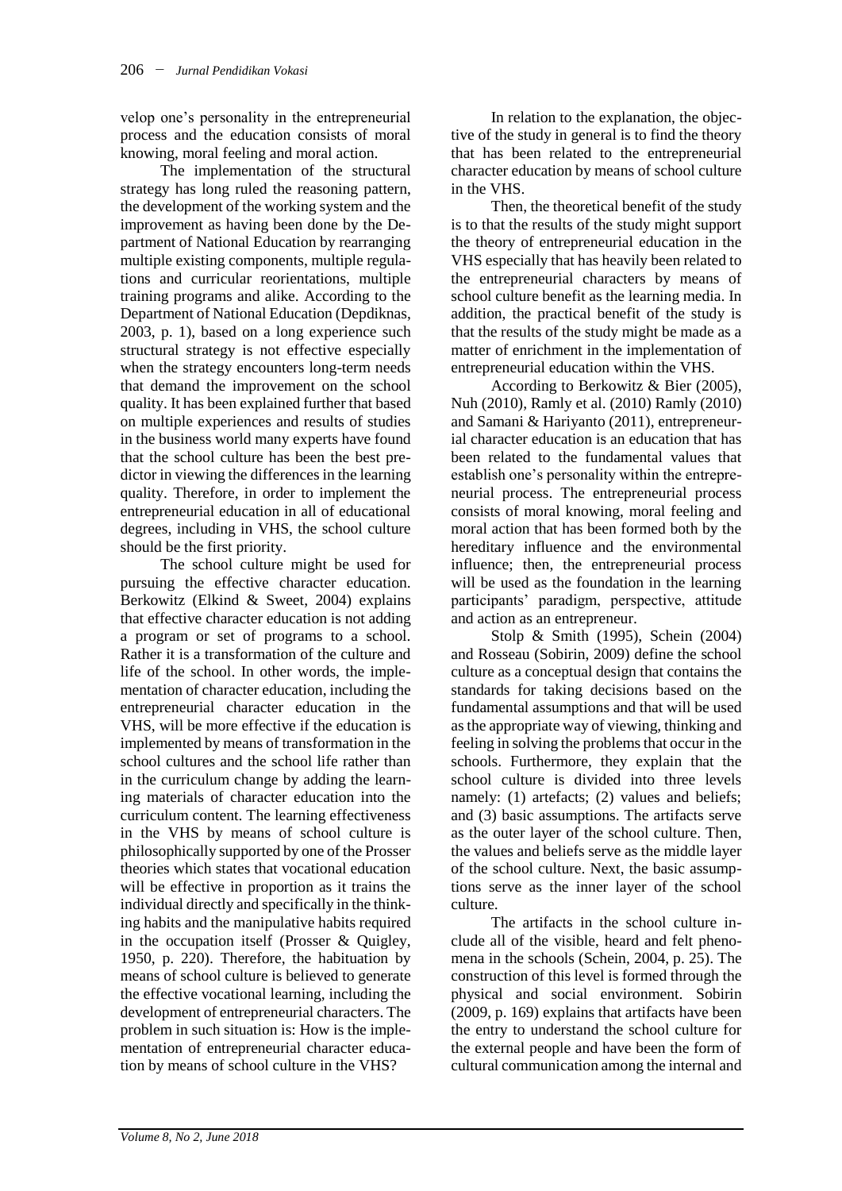velop one's personality in the entrepreneurial process and the education consists of moral knowing, moral feeling and moral action.

The implementation of the structural strategy has long ruled the reasoning pattern, the development of the working system and the improvement as having been done by the Department of National Education by rearranging multiple existing components, multiple regulations and curricular reorientations, multiple training programs and alike. According to the Department of National Education (Depdiknas, 2003, p. 1), based on a long experience such structural strategy is not effective especially when the strategy encounters long-term needs that demand the improvement on the school quality. It has been explained further that based on multiple experiences and results of studies in the business world many experts have found that the school culture has been the best predictor in viewing the differences in the learning quality. Therefore, in order to implement the entrepreneurial education in all of educational degrees, including in VHS, the school culture should be the first priority.

The school culture might be used for pursuing the effective character education. Berkowitz (Elkind & Sweet, 2004) explains that effective character education is not adding a program or set of programs to a school. Rather it is a transformation of the culture and life of the school. In other words, the implementation of character education, including the entrepreneurial character education in the VHS, will be more effective if the education is implemented by means of transformation in the school cultures and the school life rather than in the curriculum change by adding the learning materials of character education into the curriculum content. The learning effectiveness in the VHS by means of school culture is philosophically supported by one of the Prosser theories which states that vocational education will be effective in proportion as it trains the individual directly and specifically in the thinking habits and the manipulative habits required in the occupation itself (Prosser & Quigley, 1950, p. 220). Therefore, the habituation by means of school culture is believed to generate the effective vocational learning, including the development of entrepreneurial characters. The problem in such situation is: How is the implementation of entrepreneurial character education by means of school culture in the VHS?

In relation to the explanation, the objective of the study in general is to find the theory that has been related to the entrepreneurial character education by means of school culture in the VHS.

Then, the theoretical benefit of the study is to that the results of the study might support the theory of entrepreneurial education in the VHS especially that has heavily been related to the entrepreneurial characters by means of school culture benefit as the learning media. In addition, the practical benefit of the study is that the results of the study might be made as a matter of enrichment in the implementation of entrepreneurial education within the VHS.

According to Berkowitz & Bier (2005), Nuh (2010), Ramly et al. (2010) Ramly (2010) and Samani & Hariyanto (2011), entrepreneurial character education is an education that has been related to the fundamental values that establish one's personality within the entrepreneurial process. The entrepreneurial process consists of moral knowing, moral feeling and moral action that has been formed both by the hereditary influence and the environmental influence; then, the entrepreneurial process will be used as the foundation in the learning participants' paradigm, perspective, attitude and action as an entrepreneur.

Stolp & Smith (1995), Schein (2004) and Rosseau (Sobirin, 2009) define the school culture as a conceptual design that contains the standards for taking decisions based on the fundamental assumptions and that will be used as the appropriate way of viewing, thinking and feeling in solving the problems that occur in the schools. Furthermore, they explain that the school culture is divided into three levels namely: (1) artefacts; (2) values and beliefs; and (3) basic assumptions. The artifacts serve as the outer layer of the school culture. Then, the values and beliefs serve as the middle layer of the school culture. Next, the basic assumptions serve as the inner layer of the school culture.

The artifacts in the school culture include all of the visible, heard and felt phenomena in the schools (Schein, 2004, p. 25). The construction of this level is formed through the physical and social environment. Sobirin (2009, p. 169) explains that artifacts have been the entry to understand the school culture for the external people and have been the form of cultural communication among the internal and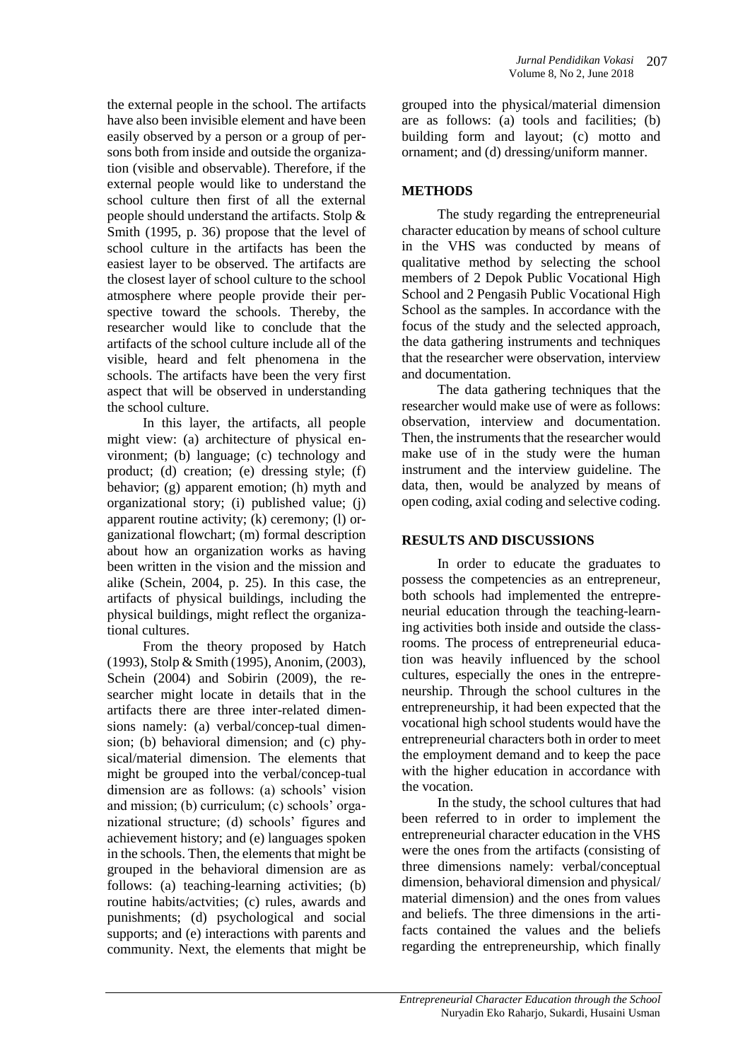the external people in the school. The artifacts have also been invisible element and have been easily observed by a person or a group of persons both from inside and outside the organization (visible and observable). Therefore, if the external people would like to understand the school culture then first of all the external people should understand the artifacts. Stolp & Smith (1995, p. 36) propose that the level of school culture in the artifacts has been the easiest layer to be observed. The artifacts are the closest layer of school culture to the school atmosphere where people provide their perspective toward the schools. Thereby, the researcher would like to conclude that the artifacts of the school culture include all of the visible, heard and felt phenomena in the schools. The artifacts have been the very first aspect that will be observed in understanding the school culture.

In this layer, the artifacts, all people might view: (a) architecture of physical environment; (b) language; (c) technology and product; (d) creation; (e) dressing style; (f) behavior; (g) apparent emotion; (h) myth and organizational story; (i) published value; (j) apparent routine activity; (k) ceremony; (l) organizational flowchart; (m) formal description about how an organization works as having been written in the vision and the mission and alike (Schein, 2004, p. 25). In this case, the artifacts of physical buildings, including the physical buildings, might reflect the organizational cultures.

From the theory proposed by Hatch (1993), Stolp & Smith (1995), Anonim, (2003), Schein (2004) and Sobirin (2009), the researcher might locate in details that in the artifacts there are three inter-related dimensions namely: (a) verbal/concep-tual dimension; (b) behavioral dimension; and (c) physical/material dimension. The elements that might be grouped into the verbal/concep-tual dimension are as follows: (a) schools' vision and mission; (b) curriculum; (c) schools' organizational structure; (d) schools' figures and achievement history; and (e) languages spoken in the schools. Then, the elements that might be grouped in the behavioral dimension are as follows: (a) teaching-learning activities; (b) routine habits/actvities; (c) rules, awards and punishments; (d) psychological and social supports; and (e) interactions with parents and community. Next, the elements that might be grouped into the physical/material dimension are as follows: (a) tools and facilities; (b) building form and layout; (c) motto and ornament; and (d) dressing/uniform manner.

## METHODS

The study regarding the entrepreneurial character education by means of school culture in the VHS was conducted by means of qualitative method by selecting the school members of 2 Depok Public Vocational High School and 2 Pengasih Public Vocational High School as the samples. In accordance with the focus of the study and the selected approach, the data gathering instruments and techniques that the researcher were observation, interview and documentation.

The data gathering techniques that the researcher would make use of were as follows: observation, interview and documentation. Then, the instruments that the researcher would make use of in the study were the human instrument and the interview guideline. The data, then, would be analyzed by means of open coding, axial coding and selective coding.

## RESULTS AND DISCUSSIONS

In order to educate the graduates to possess the competencies as an entrepreneur, both schools had implemented the entrepreneurial education through the teaching-learning activities both inside and outside the classrooms. The process of entrepreneurial education was heavily influenced by the school cultures, especially the ones in the entrepreneurship. Through the school cultures in the entrepreneurship, it had been expected that the vocational high school students would have the entrepreneurial characters both in order to meet the employment demand and to keep the pace with the higher education in accordance with the vocation.

In the study, the school cultures that had been referred to in order to implement the entrepreneurial character education in the VHS were the ones from the artifacts (consisting of three dimensions namely: verbal/conceptual dimension, behavioral dimension and physical/material dimension) and the ones from values and beliefs. The three dimensions in the artifacts contained the values and the beliefs regarding the entrepreneurship, which finally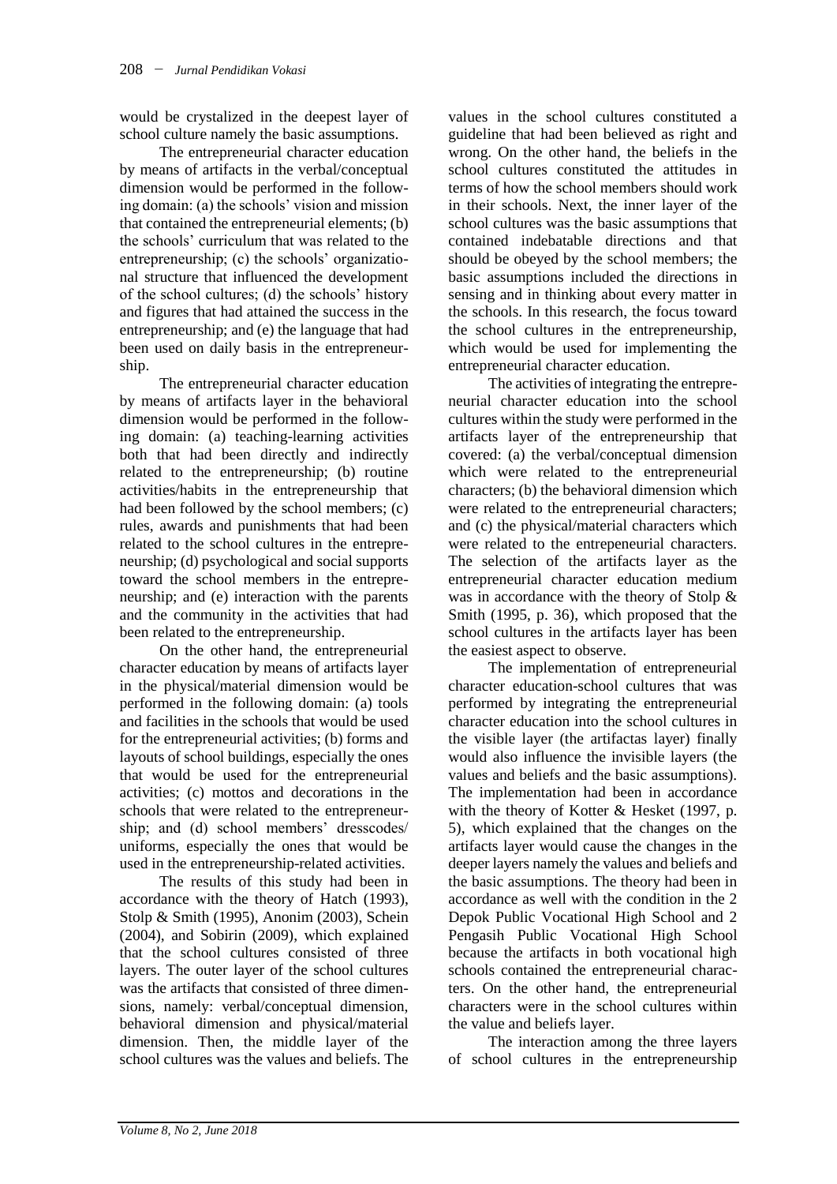would be crystalized in the deepest layer of school culture namely the basic assumptions.

The entrepreneurial character education by means of artifacts in the verbal/conceptual dimension would be performed in the following domain: (a) the schools' vision and mission that contained the entrepreneurial elements; (b) the schools' curriculum that was related to the entrepreneurship; (c) the schools' organizational structure that influenced the development of the school cultures; (d) the schools' history and figures that had attained the success in the entrepreneurship; and (e) the language that had been used on daily basis in the entrepreneurship.

The entrepreneurial character education by means of artifacts layer in the behavioral dimension would be performed in the following domain: (a) teaching-learning activities both that had been directly and indirectly related to the entrepreneurship; (b) routine activities/habits in the entrepreneurship that had been followed by the school members; (c) rules, awards and punishments that had been related to the school cultures in the entrepreneurship; (d) psychological and social supports toward the school members in the entrepreneurship; and (e) interaction with the parents and the community in the activities that had been related to the entrepreneurship.

On the other hand, the entrepreneurial character education by means of artifacts layer in the physical/material dimension would be performed in the following domain: (a) tools and facilities in the schools that would be used for the entrepreneurial activities; (b) forms and layouts of school buildings, especially the ones that would be used for the entrepreneurial activities; (c) mottos and decorations in the schools that were related to the entrepreneurship; and (d) school members' dresscodes/uniforms, especially the ones that would be used in the entrepreneurship-related activities.

The results of this study had been in accordance with the theory of Hatch (1993), Stolp & Smith (1995), Anonim (2003), Schein (2004), and Sobirin (2009), which explained that the school cultures consisted of three layers. The outer layer of the school cultures was the artifacts that consisted of three dimensions, namely: verbal/conceptual dimension, behavioral dimension and physical/material dimension. Then, the middle layer of the school cultures was the values and beliefs. The values in the school cultures constituted a guideline that had been believed as right and wrong. On the other hand, the beliefs in the school cultures constituted the attitudes in terms of how the school members should work in their schools. Next, the inner layer of the school cultures was the basic assumptions that contained indebatable directions and that should be obeyed by the school members; the basic assumptions included the directions in sensing and in thinking about every matter in the schools. In this research, the focus toward the school cultures in the entrepreneurship, which would be used for implementing the entrepreneurial character education.

The activities of integrating the entrepreneurial character education into the school cultures within the study were performed in the artifacts layer of the entrepreneurship that covered: (a) the verbal/conceptual dimension which were related to the entrepreneurial characters; (b) the behavioral dimension which were related to the entrepreneurial characters; and (c) the physical/material characters which were related to the entrepeneurial characters. The selection of the artifacts layer as the entrepreneurial character education medium was in accordance with the theory of Stolp & Smith (1995, p. 36), which proposed that the school cultures in the artifacts layer has been the easiest aspect to observe.

The implementation of entrepreneurial character education-school cultures that was performed by integrating the entrepreneurial character education into the school cultures in the visible layer (the artifactas layer) finally would also influence the invisible layers (the values and beliefs and the basic assumptions). The implementation had been in accordance with the theory of Kotter & Hesket (1997, p. 5), which explained that the changes on the artifacts layer would cause the changes in the deeper layers namely the values and beliefs and the basic assumptions. The theory had been in accordance as well with the condition in the 2 Depok Public Vocational High School and 2 Pengasih Public Vocational High School because the artifacts in both vocational high schools contained the entrepreneurial characters. On the other hand, the entrepreneurial characters were in the school cultures within the value and beliefs layer.

The interaction among the three layers of school cultures in the entrepreneurship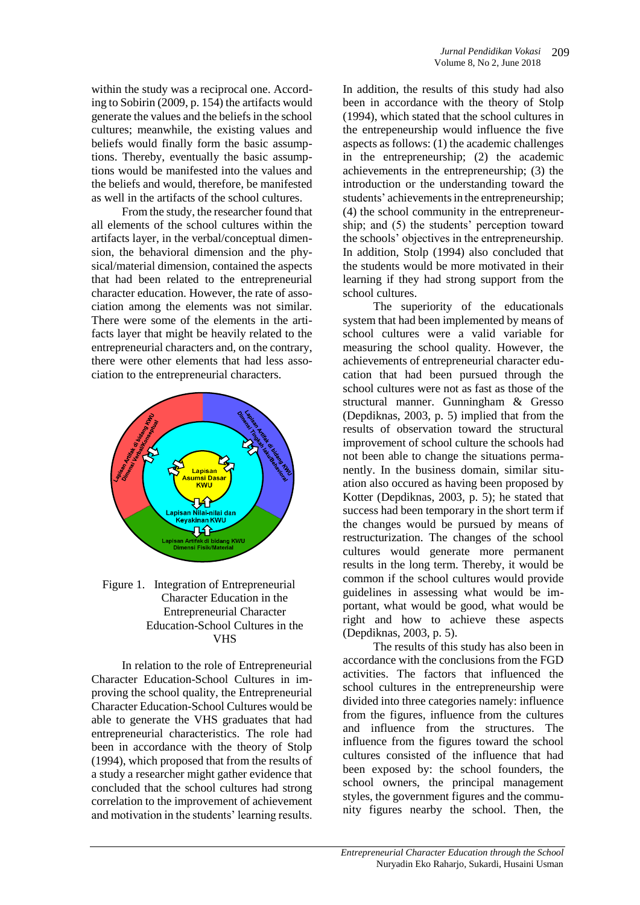within the study was a reciprocal one. According to Sobirin (2009, p. 154) the artifacts would generate the values and the beliefs in the school cultures; meanwhile, the existing values and beliefs would finally form the basic assumptions. Thereby, eventually the basic assumptions would be manifested into the values and the beliefs and would, therefore, be manifested as well in the artifacts of the school cultures.

From the study, the researcher found that all elements of the school cultures within the artifacts layer, in the verbal/conceptual dimension, the behavioral dimension and the physical/material dimension, contained the aspects that had been related to the entrepreneurial character education. However, the rate of association among the elements was not similar. There were some of the elements in the artifacts layer that might be heavily related to the entrepreneurial characters and, on the contrary, there were other elements that had less association to the entrepreneurial characters.

Figure 1. Integration of Entrepreneurial Character Education in the Entrepreneurial Character Education-School Cultures in the VHS

In relation to the role of Entrepreneurial Character Education-School Cultures in improving the school quality, the Entrepreneurial Character Education-School Cultures would be able to generate the VHS graduates that had entrepreneurial characteristics. The role had been in accordance with the theory of Stolp (1994), which proposed that from the results of a study a researcher might gather evidence that concluded that the school cultures had strong correlation to the improvement of achievement and motivation in the students' learning results.

In addition, the results of this study had also been in accordance with the theory of Stolp (1994), which stated that the school cultures in the entrepeneurship would influence the five aspects as follows: (1) the academic challenges in the entrepreneurship; (2) the academic achievements in the entrepreneurship; (3) the introduction or the understanding toward the students' achievements in the entrepreneurship; (4) the school community in the entrepreneurship; and (5) the students' perception toward the schools' objectives in the entrepreneurship. In addition, Stolp (1994) also concluded that the students would be more motivated in their learning if they had strong support from the school cultures.

The superiority of the educationals system that had been implemented by means of school cultures were a valid variable for measuring the school quality. However, the achievements of entrepreneurial character education that had been pursued through the school cultures were not as fast as those of the structural manner. Gunningham & Gresso (Depdiknas, 2003, p. 5) implied that from the results of observation toward the structural improvement of school culture the schools had not been able to change the situations permanently. In the business domain, similar situation also occured as having been proposed by Kotter (Depdiknas, 2003, p. 5); he stated that success had been temporary in the short term if the changes would be pursued by means of restructurization. The changes of the school cultures would generate more permanent results in the long term. Thereby, it would be common if the school cultures would provide guidelines in assessing what would be important, what would be good, what would be right and how to achieve these aspects (Depdiknas, 2003, p. 5).

The results of this study has also been in accordance with the conclusions from the FGD activities. The factors that influenced the school cultures in the entrepreneurship were divided into three categories namely: influence from the figures, influence from the cultures and influence from the structures. The influence from the figures toward the school cultures consisted of the influence that had been exposed by: the school founders, the school owners, the principal management styles, the government figures and the community figures nearby the school. Then, the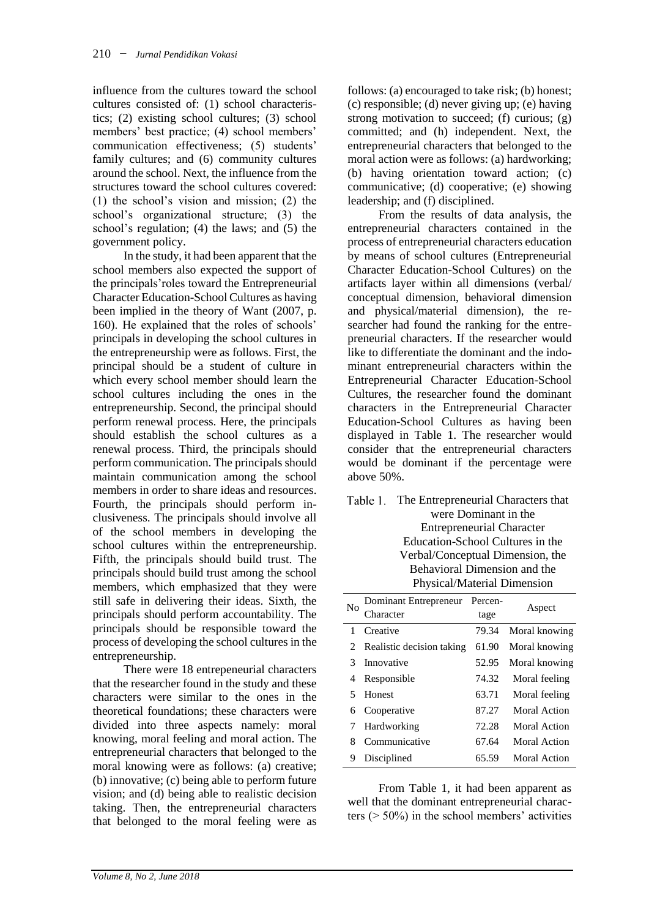influence from the cultures toward the school cultures consisted of: (1) school characteristics; (2) existing school cultures; (3) school members' best practice; (4) school members' communication effectiveness; (5) students' family cultures; and (6) community cultures around the school. Next, the influence from the structures toward the school cultures covered: (1) the school's vision and mission; (2) the school's organizational structure; (3) the school's regulation; (4) the laws; and (5) the government policy.

In the study, it had been apparent that the school members also expected the support of the principals'roles toward the Entrepreneurial Character Education-School Cultures as having been implied in the theory of Want (2007, p. 160). He explained that the roles of schools' principals in developing the school cultures in the entrepreneurship were as follows. First, the principal should be a student of culture in which every school member should learn the school cultures including the ones in the entrepreneurship. Second, the principal should perform renewal process. Here, the principals should establish the school cultures as a renewal process. Third, the principals should perform communication. The principals should maintain communication among the school members in order to share ideas and resources. Fourth, the principals should perform inclusiveness. The principals should involve all of the school members in developing the school cultures within the entrepreneurship. Fifth, the principals should build trust. The principals should build trust among the school members, which emphasized that they were still safe in delivering their ideas. Sixth, the principals should perform accountability. The principals should be responsible toward the process of developing the school cultures in the entrepreneurship.

There were 18 entrepeneurial characters that the researcher found in the study and these characters were similar to the ones in the theoretical foundations; these characters were divided into three aspects namely: moral knowing, moral feeling and moral action. The entrepreneurial characters that belonged to the moral knowing were as follows: (a) creative; (b) innovative; (c) being able to perform future vision; and (d) being able to realistic decision taking. Then, the entrepreneurial characters that belonged to the moral feeling were as follows: (a) encouraged to take risk; (b) honest; (c) responsible; (d) never giving up; (e) having strong motivation to succeed; (f) curious; (g) committed; and (h) independent. Next, the entrepreneurial characters that belonged to the moral action were as follows: (a) hardworking; (b) having orientation toward action; (c) communicative; (d) cooperative; (e) showing leadership; and (f) disciplined.

From the results of data analysis, the entrepreneurial characters contained in the process of entrepreneurial characters education by means of school cultures (Entrepreneurial Character Education-School Cultures) on the artifacts layer within all dimensions (verbal/ conceptual dimension, behavioral dimension and physical/material dimension), the researcher had found the ranking for the entrepreneurial characters. If the researcher would like to differentiate the dominant and the indominant entrepreneurial characters within the Entrepreneurial Character Education-School Cultures, the researcher found the dominant characters in the Entrepreneurial Character Education-School Cultures as having been displayed in Table 1. The researcher would consider that the entrepreneurial characters would be dominant if the percentage were above 50%.

Table 1. The Entrepreneurial Characters that were Dominant in the Entrepreneurial Character Education-School Cultures in the Verbal/Conceptual Dimension, the Behavioral Dimension and the Physical/Material Dimension

| No | Dominant Entrepreneur Character | Percentage | Aspect |
|---|---|---|---|
| 1 | Creative | 79.34 | Moral knowing |
| 2 | Realistic decision taking | 61.90 | Moral knowing |
| 3 | Innovative | 52.95 | Moral knowing |
| 4 | Responsible | 74.32 | Moral feeling |
| 5 | Honest | 63.71 | Moral feeling |
| 6 | Cooperative | 87.27 | Moral Action |
| 7 | Hardworking | 72.28 | Moral Action |
| 8 | Communicative | 67.64 | Moral Action |
| 9 | Disciplined | 65.59 | Moral Action |

From Table 1, it had been apparent as well that the dominant entrepreneurial characters (> 50%) in the school members' activities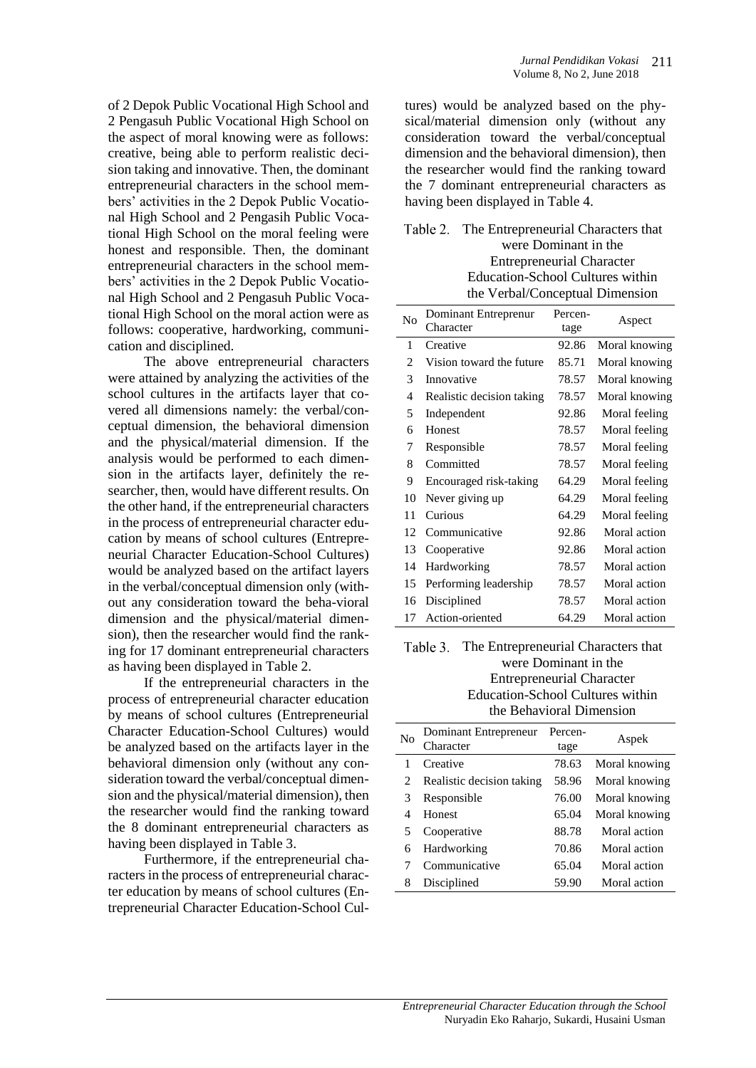of 2 Depok Public Vocational High School and 2 Pengasuh Public Vocational High School on the aspect of moral knowing were as follows: creative, being able to perform realistic decision taking and innovative. Then, the dominant entrepreneurial characters in the school members' activities in the 2 Depok Public Vocational High School and 2 Pengasih Public Vocational High School on the moral feeling were honest and responsible. Then, the dominant entrepreneurial characters in the school members' activities in the 2 Depok Public Vocational High School and 2 Pengasuh Public Vocational High School on the moral action were as follows: cooperative, hardworking, communication and disciplined.

The above entrepreneurial characters were attained by analyzing the activities of the school cultures in the artifacts layer that covered all dimensions namely: the verbal/conceptual dimension, the behavioral dimension and the physical/material dimension. If the analysis would be performed to each dimension in the artifacts layer, definitely the researcher, then, would have different results. On the other hand, if the entrepreneurial characters in the process of entrepreneurial character education by means of school cultures (Entrepreneurial Character Education-School Cultures) would be analyzed based on the artifact layers in the verbal/conceptual dimension only (without any consideration toward the behavioral dimension and the physical/material dimension), then the researcher would find the ranking for 17 dominant entrepreneurial characters as having been displayed in Table 2.

If the entrepreneurial characters in the process of entrepreneurial character education by means of school cultures (Entrepreneurial Character Education-School Cultures) would be analyzed based on the artifacts layer in the behavioral dimension only (without any consideration toward the verbal/conceptual dimension and the physical/material dimension), then the researcher would find the ranking toward the 8 dominant entrepreneurial characters as having been displayed in Table 3.

Furthermore, if the entrepreneurial characters in the process of entrepreneurial character education by means of school cultures (Entrepreneurial Character Education-School Cultures) would be analyzed based on the physical/material dimension only (without any consideration toward the verbal/conceptual dimension and the behavioral dimension), then the researcher would find the ranking toward the 7 dominant entrepreneurial characters as having been displayed in Table 4.

Table 2. The Entrepreneurial Characters that were Dominant in the Entrepreneurial Character Education-School Cultures within the Verbal/Conceptual Dimension

| No | Dominant Entreprenur Character | Percentage | Aspect |
|---|---|---|---|
| 1 | Creative | 92.86 | Moral knowing |
| 2 | Vision toward the future | 85.71 | Moral knowing |
| 3 | Innovative | 78.57 | Moral knowing |
| 4 | Realistic decision taking | 78.57 | Moral knowing |
| 5 | Independent | 92.86 | Moral feeling |
| 6 | Honest | 78.57 | Moral feeling |
| 7 | Responsible | 78.57 | Moral feeling |
| 8 | Committed | 78.57 | Moral feeling |
| 9 | Encouraged risk-taking | 64.29 | Moral feeling |
| 10 | Never giving up | 64.29 | Moral feeling |
| 11 | Curious | 64.29 | Moral feeling |
| 12 | Communicative | 92.86 | Moral action |
| 13 | Cooperative | 92.86 | Moral action |
| 14 | Hardworking | 78.57 | Moral action |
| 15 | Performing leadership | 78.57 | Moral action |
| 16 | Disciplined | 78.57 | Moral action |
| 17 | Action-oriented | 64.29 | Moral action |

Table 3. The Entrepreneurial Characters that were Dominant in the Entrepreneurial Character Education-School Cultures within the Behavioral Dimension

| No | Dominant Entrepreneur Character | Percentage | Aspek |
|---|---|---|---|
| 1 | Creative | 78.63 | Moral knowing |
| 2 | Realistic decision taking | 58.96 | Moral knowing |
| 3 | Responsible | 76.00 | Moral knowing |
| 4 | Honest | 65.04 | Moral knowing |
| 5 | Cooperative | 88.78 | Moral action |
| 6 | Hardworking | 70.86 | Moral action |
| 7 | Communicative | 65.04 | Moral action |
| 8 | Disciplined | 59.90 | Moral action |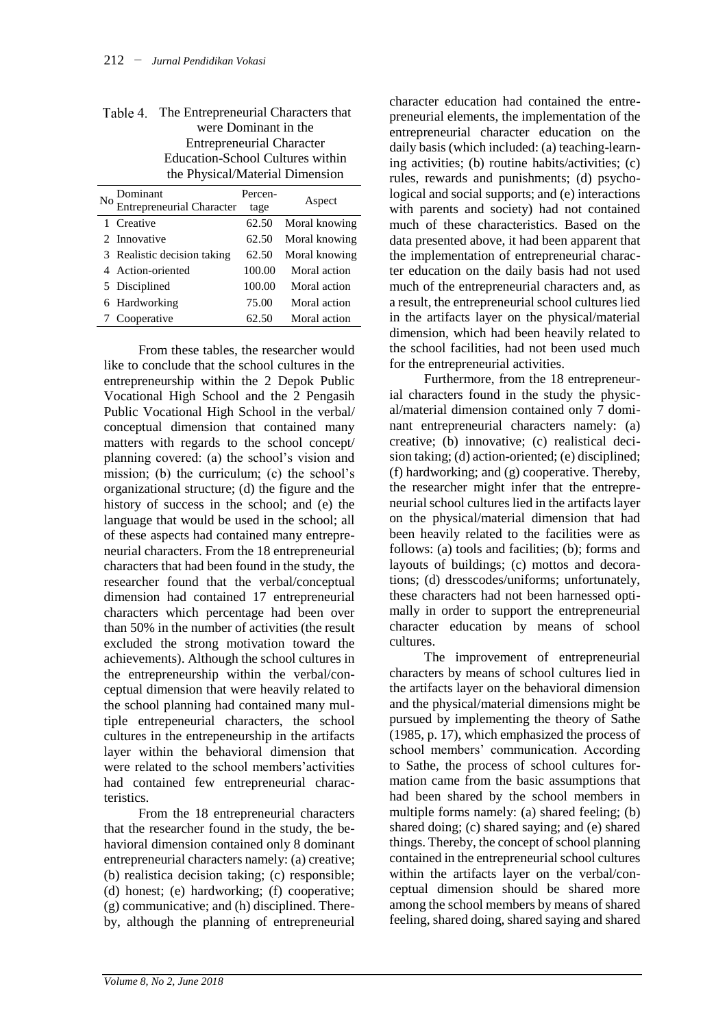Table 4. The Entrepreneurial Characters that were Dominant in the Entrepreneurial Character Education-School Cultures within the Physical/Material Dimension

| No | Dominant Entrepreneurial Character | Percentage | Aspect |
|---|---|---|---|
| 1 | Creative | 62.50 | Moral knowing |
| 2 | Innovative | 62.50 | Moral knowing |
| 3 | Realistic decision taking | 62.50 | Moral knowing |
| 4 | Action-oriented | 100.00 | Moral action |
| 5 | Disciplined | 100.00 | Moral action |
| 6 | Hardworking | 75.00 | Moral action |
| 7 | Cooperative | 62.50 | Moral action |

From these tables, the researcher would like to conclude that the school cultures in the entrepreneurship within the 2 Depok Public Vocational High School and the 2 Pengasih Public Vocational High School in the verbal/conceptual dimension that contained many matters with regards to the school concept/planning covered: (a) the school's vision and mission; (b) the curriculum; (c) the school's organizational structure; (d) the figure and the history of success in the school; and (e) the language that would be used in the school; all of these aspects had contained many entrepreneurial characters. From the 18 entrepreneurial characters that had been found in the study, the researcher found that the verbal/conceptual dimension had contained 17 entrepreneurial characters which percentage had been over than 50% in the number of activities (the result excluded the strong motivation toward the achievements). Although the school cultures in the entrepreneurship within the verbal/conceptual dimension that were heavily related to the school planning had contained many multiple entepreneurial characters, the school cultures in the entrepeneurship in the artifacts layer within the behavioral dimension that were related to the school members'activities had contained few entrepreneurial characteristics.

From the 18 entrepreneurial characters that the researcher found in the study, the behavioral dimension contained only 8 dominant entrepreneurial characters namely: (a) creative; (b) realistica decision taking; (c) responsible; (d) honest; (e) hardworking; (f) cooperative; (g) communicative; and (h) disciplined. Thereby, although the planning of entrepreneurial character education had contained the entrepreneurial elements, the implementation of the entrepreneurial character education on the daily basis (which included: (a) teaching-learning activities; (b) routine habits/activities; (c) rules, rewards and punishments; (d) psychological and social supports; and (e) interactions with parents and society) had not contained much of these characteristics. Based on the data presented above, it had been apparent that the implementation of entrepreneurial character education on the daily basis had not used much of the entrepreneurial characters and, as a result, the entrepreneurial school cultures lied in the artifacts layer on the physical/material dimension, which had been heavily related to the school facilities, had not been used much for the entrepreneurial activities.

Furthermore, from the 18 entrepreneurial characters found in the study the physical/material dimension contained only 7 dominant entrepreneurial characters namely: (a) creative; (b) innovative; (c) realistical decision taking; (d) action-oriented; (e) disciplined; (f) hardworking; and (g) cooperative. Thereby, the researcher might infer that the entrepreneurial school cultures lied in the artifacts layer on the physical/material dimension that had been heavily related to the facilities were as follows: (a) tools and facilities; (b); forms and layouts of buildings; (c) mottos and decorations; (d) dresscodes/uniforms; unfortunately, these characters had not been harnessed optimally in order to support the entrepreneurial character education by means of school cultures.

The improvement of entrepreneurial characters by means of school cultures lied in the artifacts layer on the behavioral dimension and the physical/material dimensions might be pursued by implementing the theory of Sathe (1985, p. 17), which emphasized the process of school members' communication. According to Sathe, the process of school cultures formation came from the basic assumptions that had been shared by the school members in multiple forms namely: (a) shared feeling; (b) shared doing; (c) shared saying; and (e) shared things. Thereby, the concept of school planning contained in the entrepreneurial school cultures within the artifacts layer on the verbal/conceptual dimension should be shared more among the school members by means of shared feeling, shared doing, shared saying and shared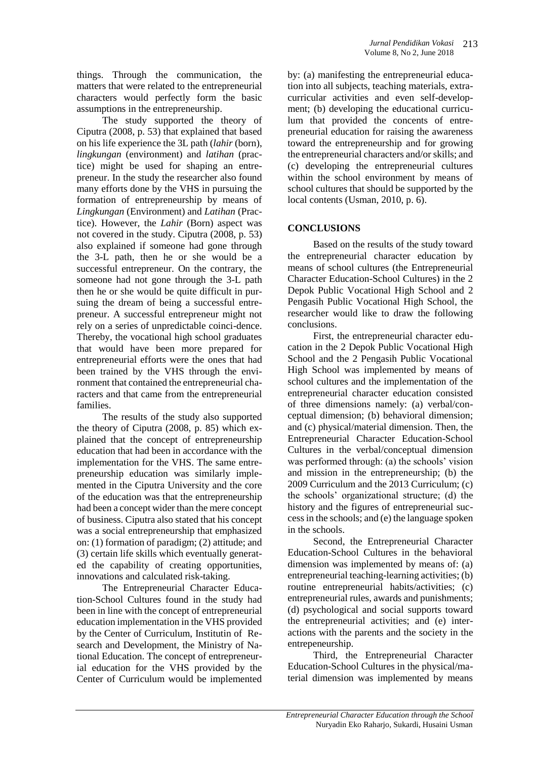things. Through the communication, the matters that were related to the entrepreneurial characters would perfectly form the basic assumptions in the entrepreneurship.

The study supported the theory of Ciputra (2008, p. 53) that explained that based on his life experience the 3L path (*lahir* (born), *lingkungan* (environment) and *latihan* (practice) might be used for shaping an entrepreneur. In the study the researcher also found many efforts done by the VHS in pursuing the formation of entrepreneurship by means of *Lingkungan* (Environment) and *Latihan* (Practice). However, the *Lahir* (Born) aspect was not covered in the study. Ciputra (2008, p. 53) also explained if someone had gone through the 3-L path, then he or she would be a successful entrepreneur. On the contrary, the someone had not gone through the 3-L path then he or she would be quite difficult in pursuing the dream of being a successful entrepreneur. A successful entrepreneur might not rely on a series of unpredictable coinci-dence. Thereby, the vocational high school graduates that would have been more prepared for entrepreneurial efforts were the ones that had been trained by the VHS through the environment that contained the entrepreneurial characters and that came from the entrepreneurial families.

The results of the study also supported the theory of Ciputra (2008, p. 85) which explained that the concept of entrepreneurship education that had been in accordance with the implementation for the VHS. The same entrepreneurship education was similarly implemented in the Ciputra University and the core of the education was that the entrepreneurship had been a concept wider than the mere concept of business. Ciputra also stated that his concept was a social entrepreneurship that emphasized on: (1) formation of paradigm; (2) attitude; and (3) certain life skills which eventually generated the capability of creating opportunities, innovations and calculated risk-taking.

The Entrepreneurial Character Education-School Cultures found in the study had been in line with the concept of entrepreneurial education implementation in the VHS provided by the Center of Curriculum, Institutin of Research and Development, the Ministry of National Education. The concept of entrepreneurial education for the VHS provided by the Center of Curriculum would be implemented by: (a) manifesting the entrepreneurial education into all subjects, teaching materials, extracurricular activities and even self-development; (b) developing the educational curriculum that provided the concents of entrepreneurial education for raising the awareness toward the entrepreneurship and for growing the entrepreneurial characters and/or skills; and (c) developing the entrepreneurial cultures within the school environment by means of school cultures that should be supported by the local contents (Usman, 2010, p. 6).

## CONCLUSIONS

Based on the results of the study toward the entrepreneurial character education by means of school cultures (the Entrepreneurial Character Education-School Cultures) in the 2 Depok Public Vocational High School and 2 Pengasih Public Vocational High School, the researcher would like to draw the following conclusions.

First, the entrepreneurial character education in the 2 Depok Public Vocational High School and the 2 Pengasih Public Vocational High School was implemented by means of school cultures and the implementation of the entrepreneurial character education consisted of three dimensions namely: (a) verbal/conceptual dimension; (b) behavioral dimension; and (c) physical/material dimension. Then, the Entrepreneurial Character Education-School Cultures in the verbal/conceptual dimension was performed through: (a) the schools' vision and mission in the entrepreneurship; (b) the 2009 Curriculum and the 2013 Curriculum; (c) the schools' organizational structure; (d) the history and the figures of entrepreneurial success in the schools; and (e) the language spoken in the schools.

Second, the Entrepreneurial Character Education-School Cultures in the behavioral dimension was implemented by means of: (a) entrepreneurial teaching-learning activities; (b) routine entrepreneurial habits/activities; (c) entrepreneurial rules, awards and punishments; (d) psychological and social supports toward the entrepreneurial activities; and (e) interactions with the parents and the society in the entrepeneurship.

Third, the Entrepreneurial Character Education-School Cultures in the physical/material dimension was implemented by means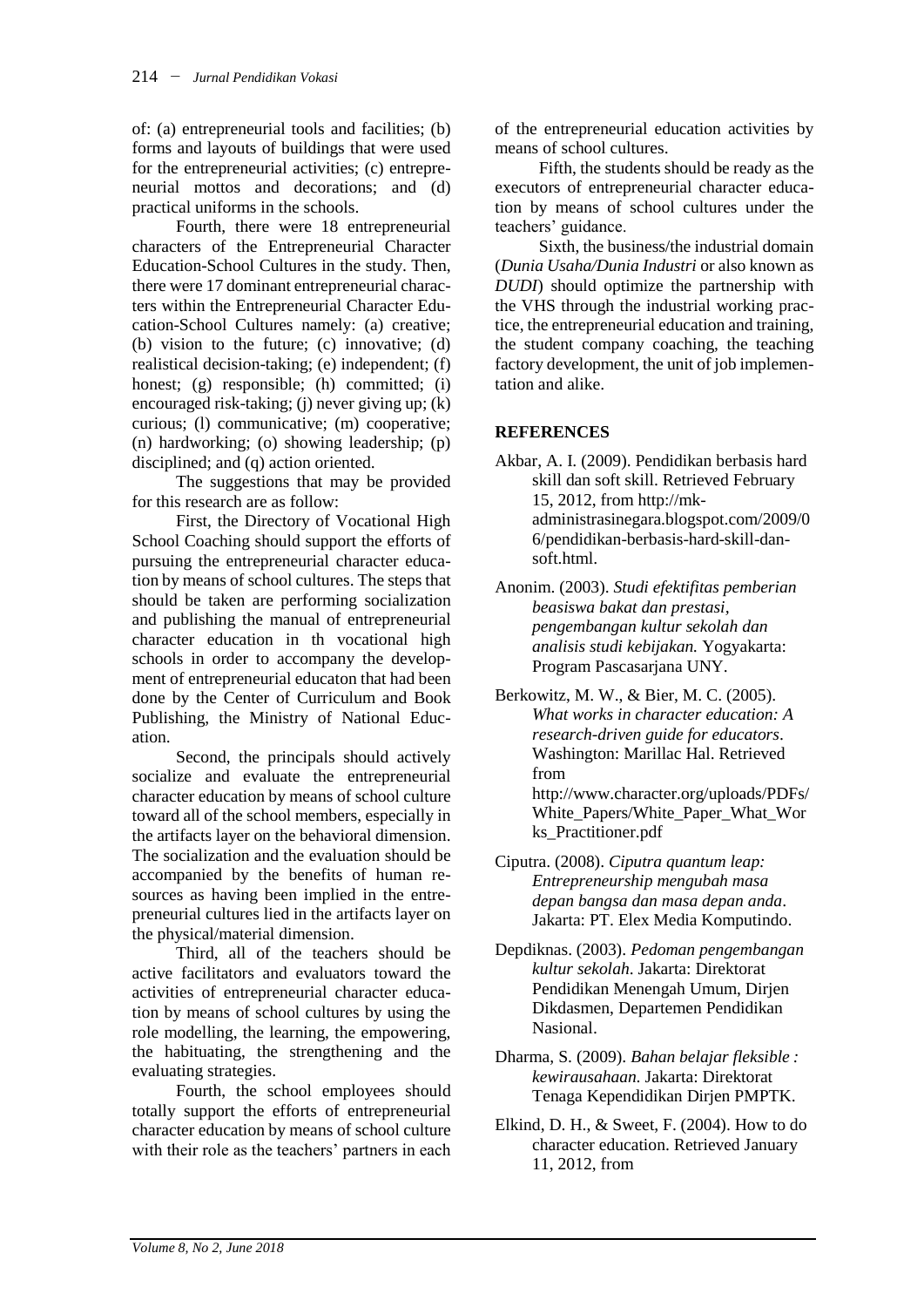of: (a) entrepreneurial tools and facilities; (b) forms and layouts of buildings that were used for the entrepreneurial activities; (c) entrepreneurial mottos and decorations; and (d) practical uniforms in the schools.

Fourth, there were 18 entrepreneurial characters of the Entrepreneurial Character Education-School Cultures in the study. Then, there were 17 dominant entrepreneurial characters within the Entrepreneurial Character Education-School Cultures namely: (a) creative; (b) vision to the future; (c) innovative; (d) realistical decision-taking; (e) independent; (f) honest; (g) responsible; (h) committed; (i) encouraged risk-taking; (j) never giving up; (k) curious; (l) communicative; (m) cooperative; (n) hardworking; (o) showing leadership; (p) disciplined; and (q) action oriented.

The suggestions that may be provided for this research are as follow:

First, the Directory of Vocational High School Coaching should support the efforts of pursuing the entrepreneurial character education by means of school cultures. The steps that should be taken are performing socialization and publishing the manual of entrepreneurial character education in th vocational high schools in order to accompany the development of entrepreneurial educaton that had been done by the Center of Curriculum and Book Publishing, the Ministry of National Education.

Second, the principals should actively socialize and evaluate the entrepreneurial character education by means of school culture toward all of the school members, especially in the artifacts layer on the behavioral dimension. The socialization and the evaluation should be accompanied by the benefits of human resources as having been implied in the entrepreneurial cultures lied in the artifacts layer on the physical/material dimension.

Third, all of the teachers should be active facilitators and evaluators toward the activities of entrepreneurial character education by means of school cultures by using the role modelling, the learning, the empowering, the habituating, the strengthening and the evaluating strategies.

Fourth, the school employees should totally support the efforts of entrepreneurial character education by means of school culture with their role as the teachers' partners in each of the entrepreneurial education activities by means of school cultures.

Fifth, the students should be ready as the executors of entrepreneurial character education by means of school cultures under the teachers' guidance.

Sixth, the business/the industrial domain (*Dunia Usaha/Dunia Industri* or also known as *DUDI*) should optimize the partnership with the VHS through the industrial working practice, the entrepreneurial education and training, the student company coaching, the teaching factory development, the unit of job implementation and alike.

## REFERENCES

Akbar, A. I. (2009). Pendidikan berbasis hard skill dan soft skill. Retrieved February 15, 2012, from http://mk-administrasinegara.blogspot.com/2009/06/pendidikan-berbasis-hard-skill-dan-soft.html.

Anonim. (2003). *Studi efektifitas pemberian beasiswa bakat dan prestasi, pengembangan kultur sekolah dan analisis studi kebijakan.* Yogyakarta: Program Pascasarjana UNY.

Berkowitz, M. W., & Bier, M. C. (2005). *What works in character education: A research-driven guide for educators*. Washington: Marillac Hal. Retrieved from http://www.character.org/uploads/PDFs/White_Papers/White_Paper_What_Works_Practitioner.pdf

Ciputra. (2008). *Ciputra quantum leap: Entrepreneurship mengubah masa depan bangsa dan masa depan anda*. Jakarta: PT. Elex Media Komputindo.

Depdiknas. (2003). *Pedoman pengembangan kultur sekolah*. Jakarta: Direktorat Pendidikan Menengah Umum, Dirjen Dikdasmen, Departemen Pendidikan Nasional.

Dharma, S. (2009). *Bahan belajar fleksible : kewirausahaan.* Jakarta: Direktorat Tenaga Kependidikan Dirjen PMPTK.

Elkind, D. H., & Sweet, F. (2004). How to do character education. Retrieved January 11, 2012, from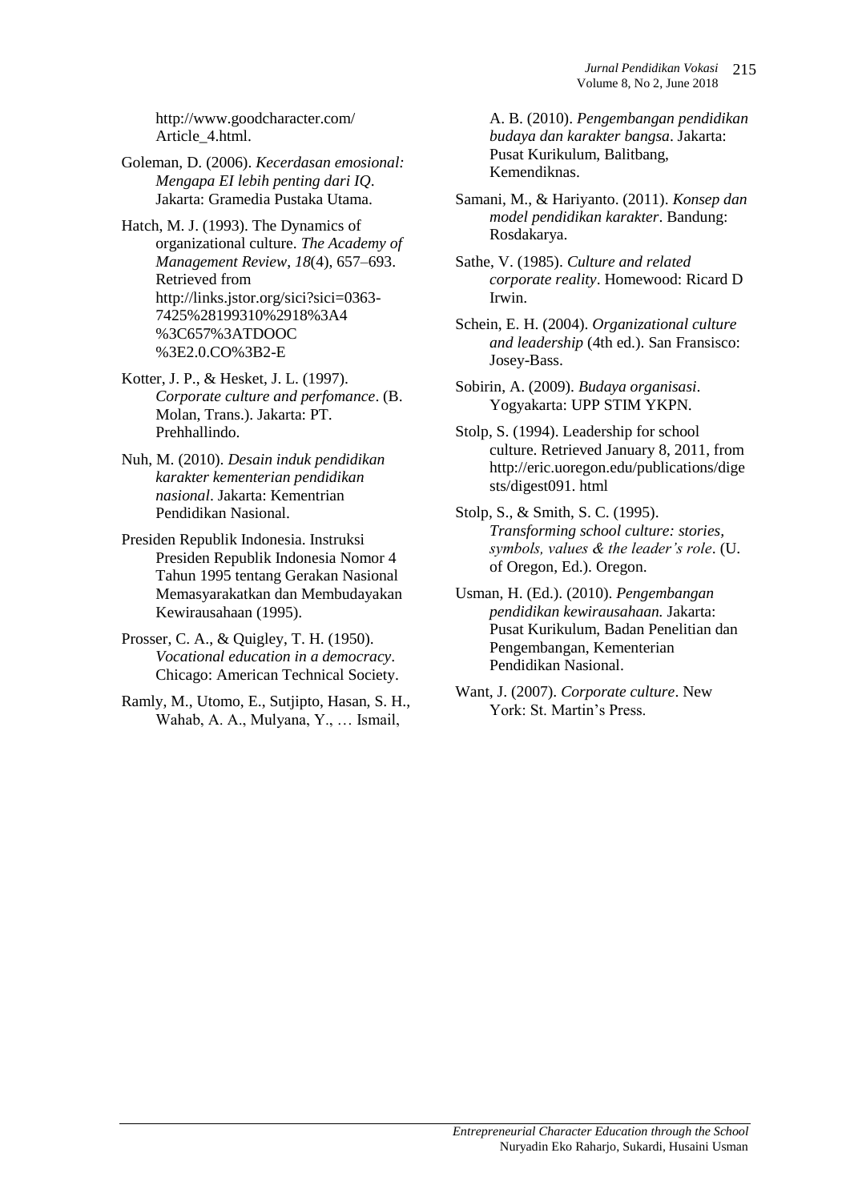http://www.goodcharacter.com/Article_4.html.

Goleman, D. (2006). *Kecerdasan emosional: Mengapa EI lebih penting dari IQ*. Jakarta: Gramedia Pustaka Utama.

Hatch, M. J. (1993). The Dynamics of organizational culture. *The Academy of Management Review*, *18*(4), 657–693. Retrieved from http://links.jstor.org/sici?sici=0363-7425%28199310%2918%3A4%3C657%3ATDOOC%3E2.0.CO%3B2-E

Kotter, J. P., & Hesket, J. L. (1997). *Corporate culture and perfomance*. (B. Molan, Trans.). Jakarta: PT. Prehhallindo.

Nuh, M. (2010). *Desain induk pendidikan karakter kementerian pendidikan nasional*. Jakarta: Kementrian Pendidikan Nasional.

Presiden Republik Indonesia. Instruksi Presiden Republik Indonesia Nomor 4 Tahun 1995 tentang Gerakan Nasional Memasyarakatkan dan Membudayakan Kewirausahaan (1995).

Prosser, C. A., & Quigley, T. H. (1950). *Vocational education in a democracy*. Chicago: American Technical Society.

Ramly, M., Utomo, E., Sutjipto, Hasan, S. H., Wahab, A. A., Mulyana, Y., … Ismail, A. B. (2010). *Pengembangan pendidikan budaya dan karakter bangsa*. Jakarta: Pusat Kurikulum, Balitbang, Kemendiknas.

Samani, M., & Hariyanto. (2011). *Konsep dan model pendidikan karakter*. Bandung: Rosdakarya.

Sathe, V. (1985). *Culture and related corporate reality*. Homewood: Ricard D Irwin.

Schein, E. H. (2004). *Organizational culture and leadership* (4th ed.). San Fransisco: Josey-Bass.

Sobirin, A. (2009). *Budaya organisasi*. Yogyakarta: UPP STIM YKPN.

Stolp, S. (1994). Leadership for school culture. Retrieved January 8, 2011, from http://eric.uoregon.edu/publications/digests/digest091. html

Stolp, S., & Smith, S. C. (1995). *Transforming school culture: stories, symbols, values & the leader's role*. (U. of Oregon, Ed.). Oregon.

Usman, H. (Ed.). (2010). *Pengembangan pendidikan kewirausahaan.* Jakarta: Pusat Kurikulum, Badan Penelitian dan Pengembangan, Kementerian Pendidikan Nasional.

Want, J. (2007). *Corporate culture*. New York: St. Martin's Press.